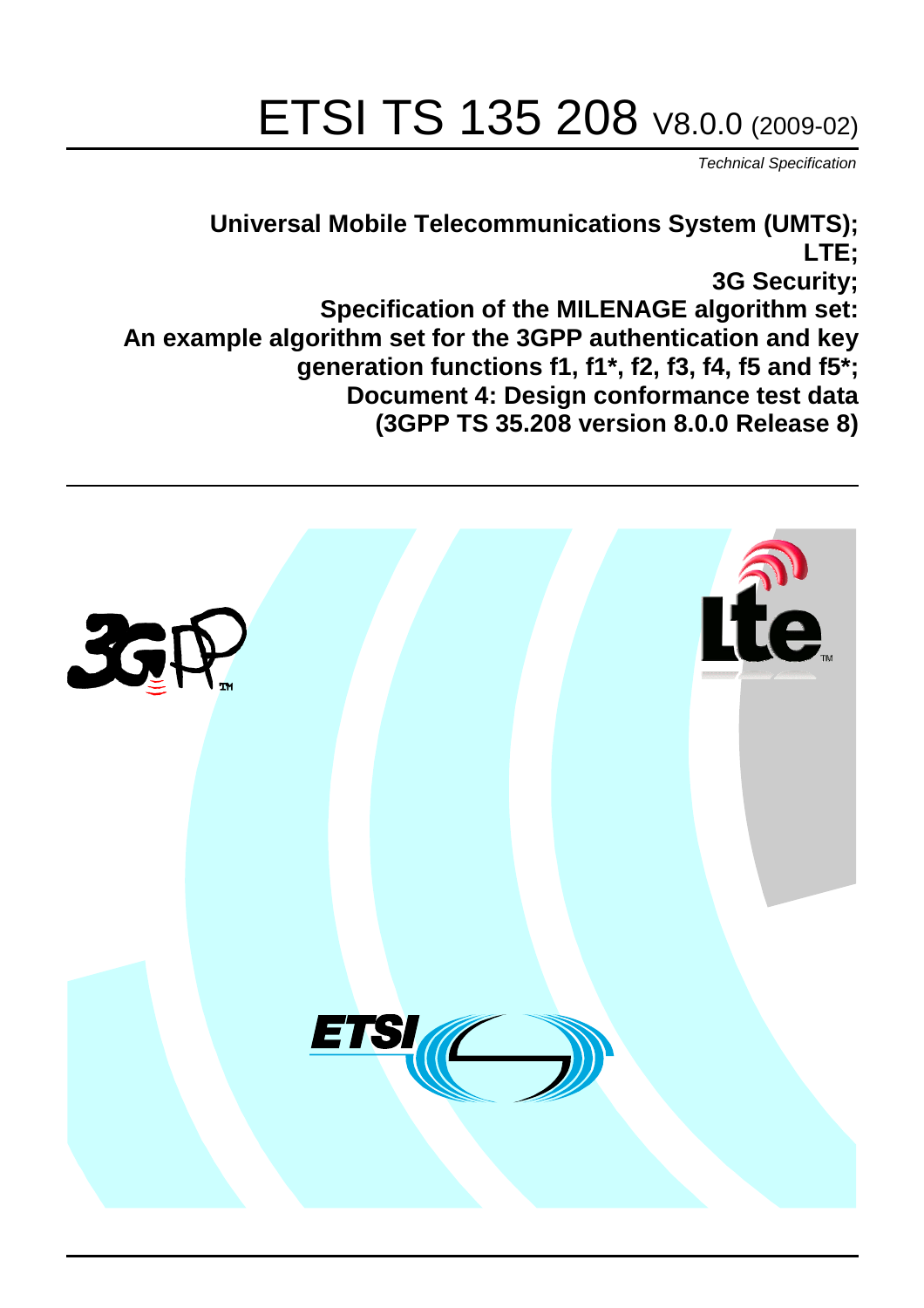# ETSI TS 135 208 V8.0.0 (2009-02)

*Technical Specification*

**Universal Mobile Telecommunications System (UMTS);**
**LTE;**
**3G Security;**
**Specification of the MILENAGE algorithm set:**
**An example algorithm set for the 3GPP authentication and key generation functions f1, f1\*, f2, f3, f4, f5 and f5\*;**
**Document 4: Design conformance test data**
**(3GPP TS 35.208 version 8.0.0 Release 8)**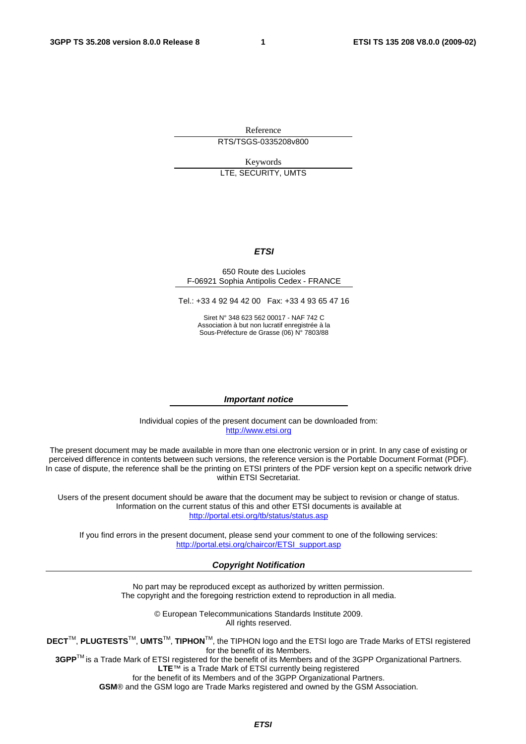Reference

RTS/TSGS-0335208v800

Keywords

LTE, SECURITY, UMTS

***ETSI***

650 Route des Lucioles
F-06921 Sophia Antipolis Cedex - FRANCE

Tel.: +33 4 92 94 42 00 Fax: +33 4 93 65 47 16

Siret N° 348 623 562 00017 - NAF 742 C
Association à but non lucratif enregistrée à la
Sous-Préfecture de Grasse (06) N° 7803/88

***Important notice***

Individual copies of the present document can be downloaded from:
http://www.etsi.org

The present document may be made available in more than one electronic version or in print. In any case of existing or perceived difference in contents between such versions, the reference version is the Portable Document Format (PDF). In case of dispute, the reference shall be the printing on ETSI printers of the PDF version kept on a specific network drive within ETSI Secretariat.

Users of the present document should be aware that the document may be subject to revision or change of status. Information on the current status of this and other ETSI documents is available at
http://portal.etsi.org/tb/status/status.asp

If you find errors in the present document, please send your comment to one of the following services:
http://portal.etsi.org/chaircor/ETSI_support.asp

***Copyright Notification***

No part may be reproduced except as authorized by written permission.
The copyright and the foregoing restriction extend to reproduction in all media.

© European Telecommunications Standards Institute 2009.
All rights reserved.

**DECT**™, **PLUGTESTS**™, **UMTS**™, **TIPHON**™, the TIPHON logo and the ETSI logo are Trade Marks of ETSI registered for the benefit of its Members.
**3GPP**™ is a Trade Mark of ETSI registered for the benefit of its Members and of the 3GPP Organizational Partners.
**LTE**™ is a Trade Mark of ETSI currently being registered
for the benefit of its Members and of the 3GPP Organizational Partners.
**GSM**® and the GSM logo are Trade Marks registered and owned by the GSM Association.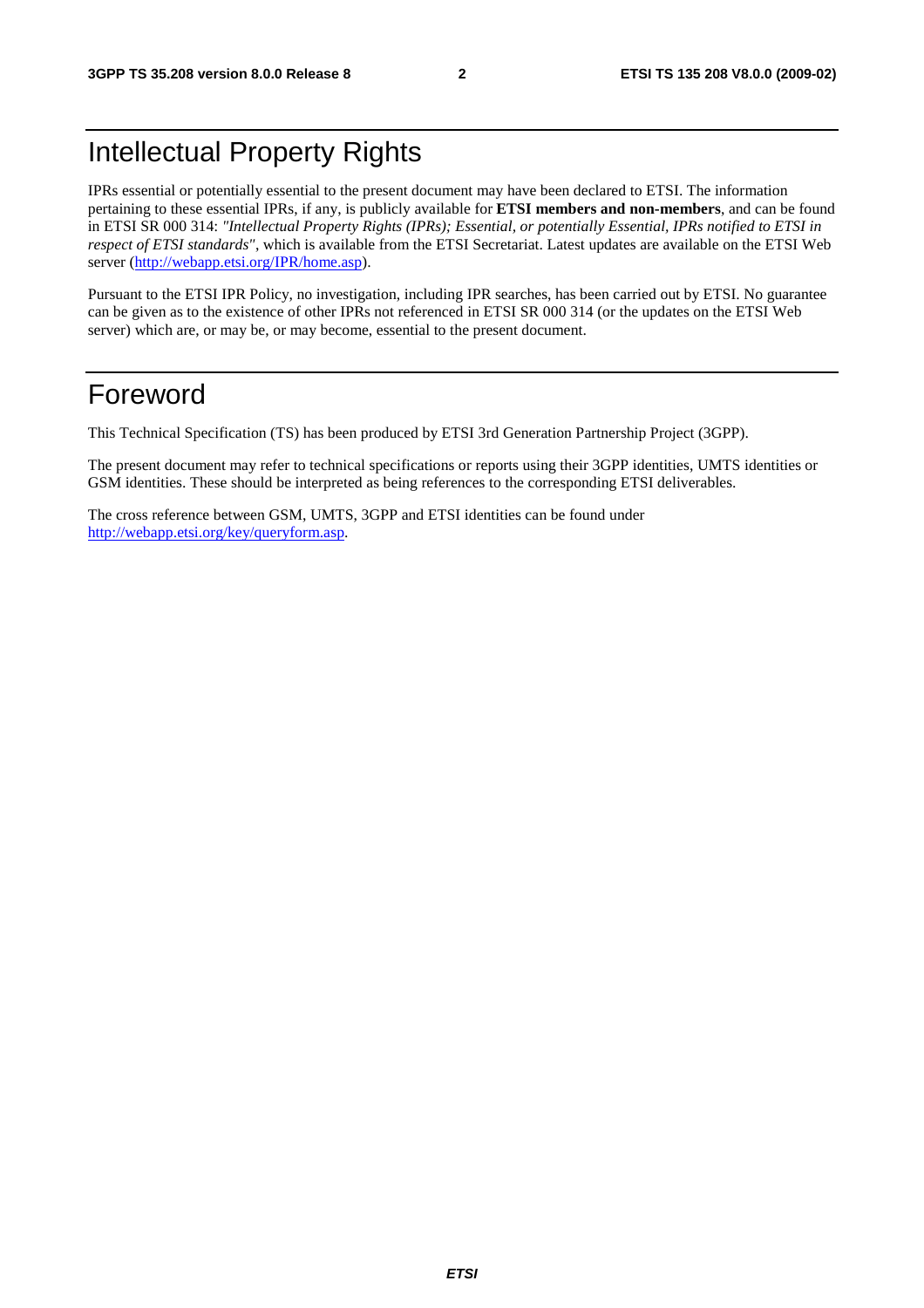# Intellectual Property Rights

IPRs essential or potentially essential to the present document may have been declared to ETSI. The information pertaining to these essential IPRs, if any, is publicly available for **ETSI members and non-members**, and can be found in ETSI SR 000 314: *"Intellectual Property Rights (IPRs); Essential, or potentially Essential, IPRs notified to ETSI in respect of ETSI standards"*, which is available from the ETSI Secretariat. Latest updates are available on the ETSI Web server (http://webapp.etsi.org/IPR/home.asp).

Pursuant to the ETSI IPR Policy, no investigation, including IPR searches, has been carried out by ETSI. No guarantee can be given as to the existence of other IPRs not referenced in ETSI SR 000 314 (or the updates on the ETSI Web server) which are, or may be, or may become, essential to the present document.

# Foreword

This Technical Specification (TS) has been produced by ETSI 3rd Generation Partnership Project (3GPP).

The present document may refer to technical specifications or reports using their 3GPP identities, UMTS identities or GSM identities. These should be interpreted as being references to the corresponding ETSI deliverables.

The cross reference between GSM, UMTS, 3GPP and ETSI identities can be found under http://webapp.etsi.org/key/queryform.asp.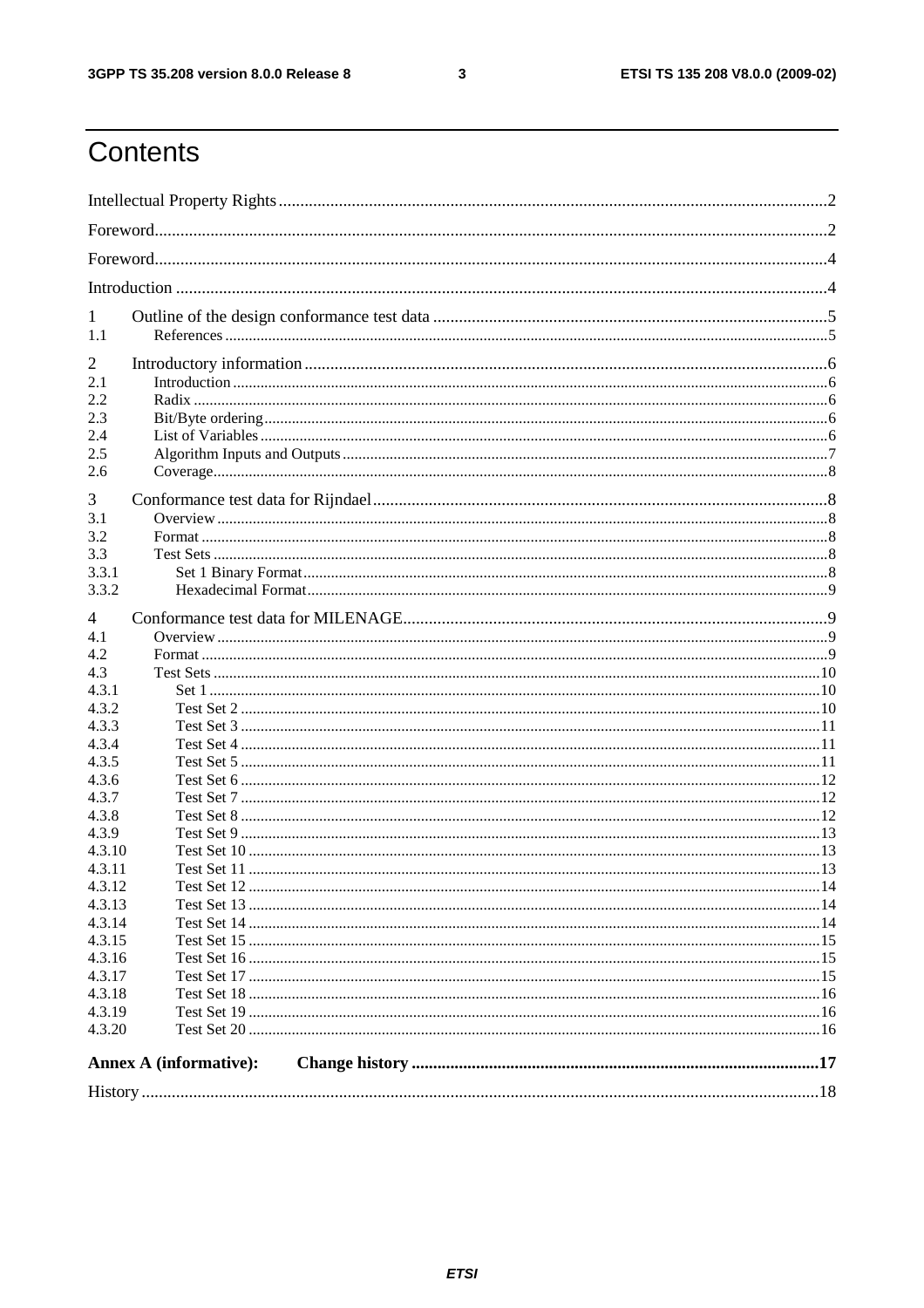# Contents

Intellectual Property Rights ..... 2

Foreword ..... 2

Foreword ..... 4

Introduction ..... 4

1 Outline of the design conformance test data ..... 5
- 1.1 References ..... 5

2 Introductory information ..... 6
- 2.1 Introduction ..... 6
- 2.2 Radix ..... 6
- 2.3 Bit/Byte ordering ..... 6
- 2.4 List of Variables ..... 6
- 2.5 Algorithm Inputs and Outputs ..... 7
- 2.6 Coverage ..... 8

3 Conformance test data for Rijndael ..... 8
- 3.1 Overview ..... 8
- 3.2 Format ..... 8
- 3.3 Test Sets ..... 8
  - 3.3.1 Set 1 Binary Format ..... 8
  - 3.3.2 Hexadecimal Format ..... 9

4 Conformance test data for MILENAGE ..... 9
- 4.1 Overview ..... 9
- 4.2 Format ..... 9
- 4.3 Test Sets ..... 10
  - 4.3.1 Set 1 ..... 10
  - 4.3.2 Test Set 2 ..... 10
  - 4.3.3 Test Set 3 ..... 11
  - 4.3.4 Test Set 4 ..... 11
  - 4.3.5 Test Set 5 ..... 11
  - 4.3.6 Test Set 6 ..... 12
  - 4.3.7 Test Set 7 ..... 12
  - 4.3.8 Test Set 8 ..... 12
  - 4.3.9 Test Set 9 ..... 13
  - 4.3.10 Test Set 10 ..... 13
  - 4.3.11 Test Set 11 ..... 13
  - 4.3.12 Test Set 12 ..... 14
  - 4.3.13 Test Set 13 ..... 14
  - 4.3.14 Test Set 14 ..... 14
  - 4.3.15 Test Set 15 ..... 15
  - 4.3.16 Test Set 16 ..... 15
  - 4.3.17 Test Set 17 ..... 15
  - 4.3.18 Test Set 18 ..... 16
  - 4.3.19 Test Set 19 ..... 16
  - 4.3.20 Test Set 20 ..... 16

**Annex A (informative): Change history ..... 17**

History ..... 18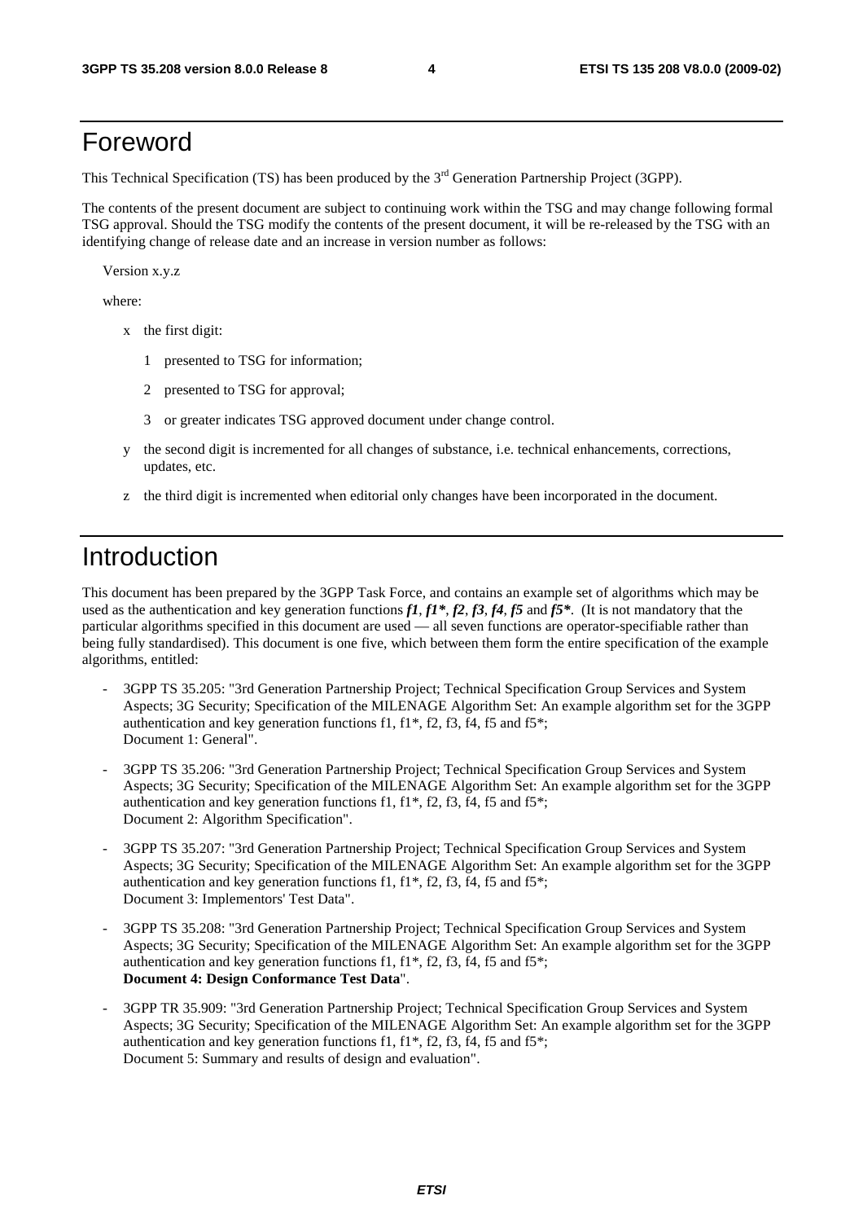# Foreword

This Technical Specification (TS) has been produced by the 3rd Generation Partnership Project (3GPP).

The contents of the present document are subject to continuing work within the TSG and may change following formal TSG approval. Should the TSG modify the contents of the present document, it will be re-released by the TSG with an identifying change of release date and an increase in version number as follows:

Version x.y.z

where:

- x the first digit:
  - 1 presented to TSG for information;
  - 2 presented to TSG for approval;
  - 3 or greater indicates TSG approved document under change control.
- y the second digit is incremented for all changes of substance, i.e. technical enhancements, corrections, updates, etc.
- z the third digit is incremented when editorial only changes have been incorporated in the document.

# Introduction

This document has been prepared by the 3GPP Task Force, and contains an example set of algorithms which may be used as the authentication and key generation functions ***f1***, ***f1****, ***f2***, ***f3***, ***f4***, ***f5*** and ***f5****. (It is not mandatory that the particular algorithms specified in this document are used — all seven functions are operator-specifiable rather than being fully standardised). This document is one five, which between them form the entire specification of the example algorithms, entitled:

- 3GPP TS 35.205: "3rd Generation Partnership Project; Technical Specification Group Services and System Aspects; 3G Security; Specification of the MILENAGE Algorithm Set: An example algorithm set for the 3GPP authentication and key generation functions f1, f1*, f2, f3, f4, f5 and f5*; Document 1: General".
- 3GPP TS 35.206: "3rd Generation Partnership Project; Technical Specification Group Services and System Aspects; 3G Security; Specification of the MILENAGE Algorithm Set: An example algorithm set for the 3GPP authentication and key generation functions f1, f1*, f2, f3, f4, f5 and f5*; Document 2: Algorithm Specification".
- 3GPP TS 35.207: "3rd Generation Partnership Project; Technical Specification Group Services and System Aspects; 3G Security; Specification of the MILENAGE Algorithm Set: An example algorithm set for the 3GPP authentication and key generation functions f1, f1*, f2, f3, f4, f5 and f5*; Document 3: Implementors' Test Data".
- 3GPP TS 35.208: "3rd Generation Partnership Project; Technical Specification Group Services and System Aspects; 3G Security; Specification of the MILENAGE Algorithm Set: An example algorithm set for the 3GPP authentication and key generation functions f1, f1*, f2, f3, f4, f5 and f5*; **Document 4: Design Conformance Test Data**".
- 3GPP TR 35.909: "3rd Generation Partnership Project; Technical Specification Group Services and System Aspects; 3G Security; Specification of the MILENAGE Algorithm Set: An example algorithm set for the 3GPP authentication and key generation functions f1, f1*, f2, f3, f4, f5 and f5*; Document 5: Summary and results of design and evaluation".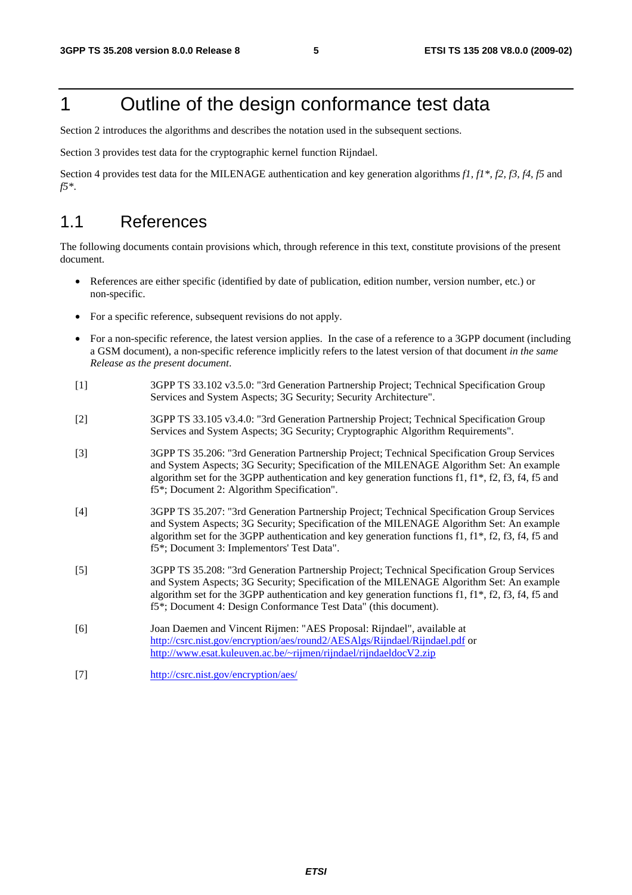# 1 Outline of the design conformance test data

Section 2 introduces the algorithms and describes the notation used in the subsequent sections.

Section 3 provides test data for the cryptographic kernel function Rijndael.

Section 4 provides test data for the MILENAGE authentication and key generation algorithms *f1, f1\*, f2, f3, f4, f5* and *f5\**.

## 1.1 References

The following documents contain provisions which, through reference in this text, constitute provisions of the present document.

- References are either specific (identified by date of publication, edition number, version number, etc.) or non-specific.
- For a specific reference, subsequent revisions do not apply.
- For a non-specific reference, the latest version applies. In the case of a reference to a 3GPP document (including a GSM document), a non-specific reference implicitly refers to the latest version of that document *in the same Release as the present document*.

[1] 3GPP TS 33.102 v3.5.0: "3rd Generation Partnership Project; Technical Specification Group Services and System Aspects; 3G Security; Security Architecture".

[2] 3GPP TS 33.105 v3.4.0: "3rd Generation Partnership Project; Technical Specification Group Services and System Aspects; 3G Security; Cryptographic Algorithm Requirements".

[3] 3GPP TS 35.206: "3rd Generation Partnership Project; Technical Specification Group Services and System Aspects; 3G Security; Specification of the MILENAGE Algorithm Set: An example algorithm set for the 3GPP authentication and key generation functions f1, f1\*, f2, f3, f4, f5 and f5\*; Document 2: Algorithm Specification".

[4] 3GPP TS 35.207: "3rd Generation Partnership Project; Technical Specification Group Services and System Aspects; 3G Security; Specification of the MILENAGE Algorithm Set: An example algorithm set for the 3GPP authentication and key generation functions f1, f1\*, f2, f3, f4, f5 and f5\*; Document 3: Implementors' Test Data".

[5] 3GPP TS 35.208: "3rd Generation Partnership Project; Technical Specification Group Services and System Aspects; 3G Security; Specification of the MILENAGE Algorithm Set: An example algorithm set for the 3GPP authentication and key generation functions f1, f1\*, f2, f3, f4, f5 and f5\*; Document 4: Design Conformance Test Data" (this document).

[6] Joan Daemen and Vincent Rijmen: "AES Proposal: Rijndael", available at http://csrc.nist.gov/encryption/aes/round2/AESAlgs/Rijndael/Rijndael.pdf or http://www.esat.kuleuven.ac.be/~rijmen/rijndael/rijndaeldocV2.zip

[7] http://csrc.nist.gov/encryption/aes/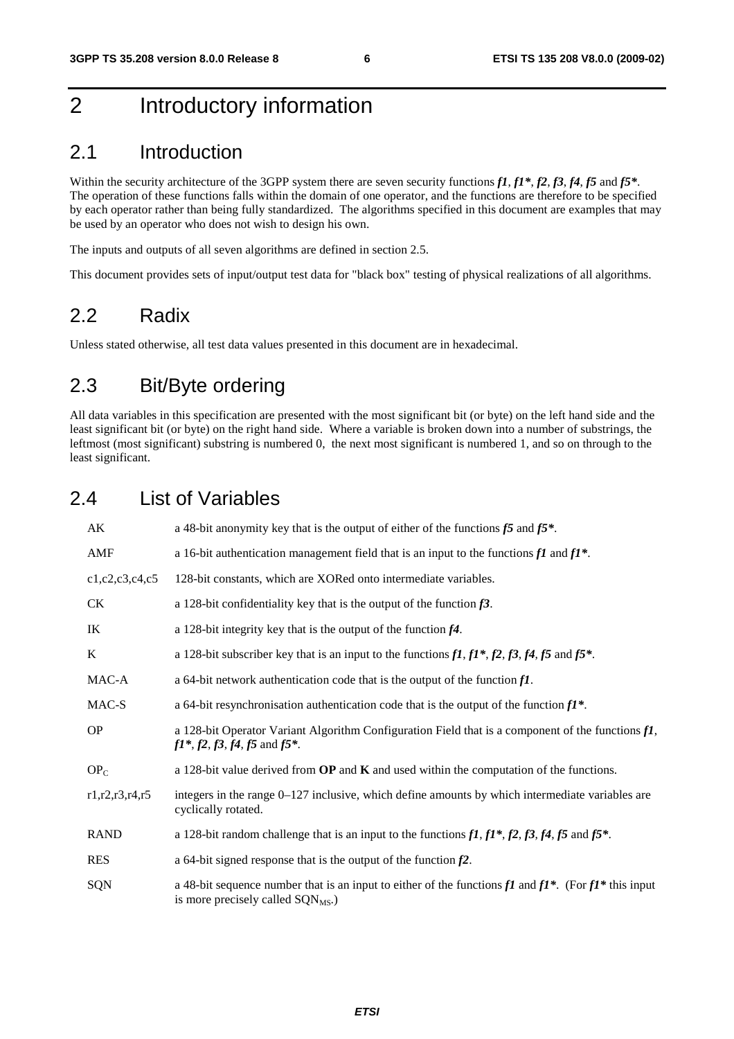# 2 Introductory information

## 2.1 Introduction

Within the security architecture of the 3GPP system there are seven security functions ***f1***, ***f1\****, ***f2***, ***f3***, ***f4***, ***f5*** and ***f5\****. The operation of these functions falls within the domain of one operator, and the functions are therefore to be specified by each operator rather than being fully standardized. The algorithms specified in this document are examples that may be used by an operator who does not wish to design his own.

The inputs and outputs of all seven algorithms are defined in section 2.5.

This document provides sets of input/output test data for "black box" testing of physical realizations of all algorithms.

## 2.2 Radix

Unless stated otherwise, all test data values presented in this document are in hexadecimal.

## 2.3 Bit/Byte ordering

All data variables in this specification are presented with the most significant bit (or byte) on the left hand side and the least significant bit (or byte) on the right hand side. Where a variable is broken down into a number of substrings, the leftmost (most significant) substring is numbered 0, the next most significant is numbered 1, and so on through to the least significant.

## 2.4 List of Variables

| | |
|---|---|
| AK | a 48-bit anonymity key that is the output of either of the functions ***f5*** and ***f5\****. |
| AMF | a 16-bit authentication management field that is an input to the functions ***f1*** and ***f1\****. |
| c1,c2,c3,c4,c5 | 128-bit constants, which are XORed onto intermediate variables. |
| CK | a 128-bit confidentiality key that is the output of the function ***f3***. |
| IK | a 128-bit integrity key that is the output of the function ***f4***. |
| K | a 128-bit subscriber key that is an input to the functions ***f1***, ***f1\****, ***f2***, ***f3***, ***f4***, ***f5*** and ***f5\****. |
| MAC-A | a 64-bit network authentication code that is the output of the function ***f1***. |
| MAC-S | a 64-bit resynchronisation authentication code that is the output of the function ***f1\****. |
| OP | a 128-bit Operator Variant Algorithm Configuration Field that is a component of the functions ***f1***, ***f1\****, ***f2***, ***f3***, ***f4***, ***f5*** and ***f5\****. |
| $OP_C$ | a 128-bit value derived from **OP** and **K** and used within the computation of the functions. |
| r1,r2,r3,r4,r5 | integers in the range 0–127 inclusive, which define amounts by which intermediate variables are cyclically rotated. |
| RAND | a 128-bit random challenge that is an input to the functions ***f1***, ***f1\****, ***f2***, ***f3***, ***f4***, ***f5*** and ***f5\****. |
| RES | a 64-bit signed response that is the output of the function ***f2***. |
| SQN | a 48-bit sequence number that is an input to either of the functions ***f1*** and ***f1\****. (For ***f1\**** this input is more precisely called $SQN_{MS}$.) |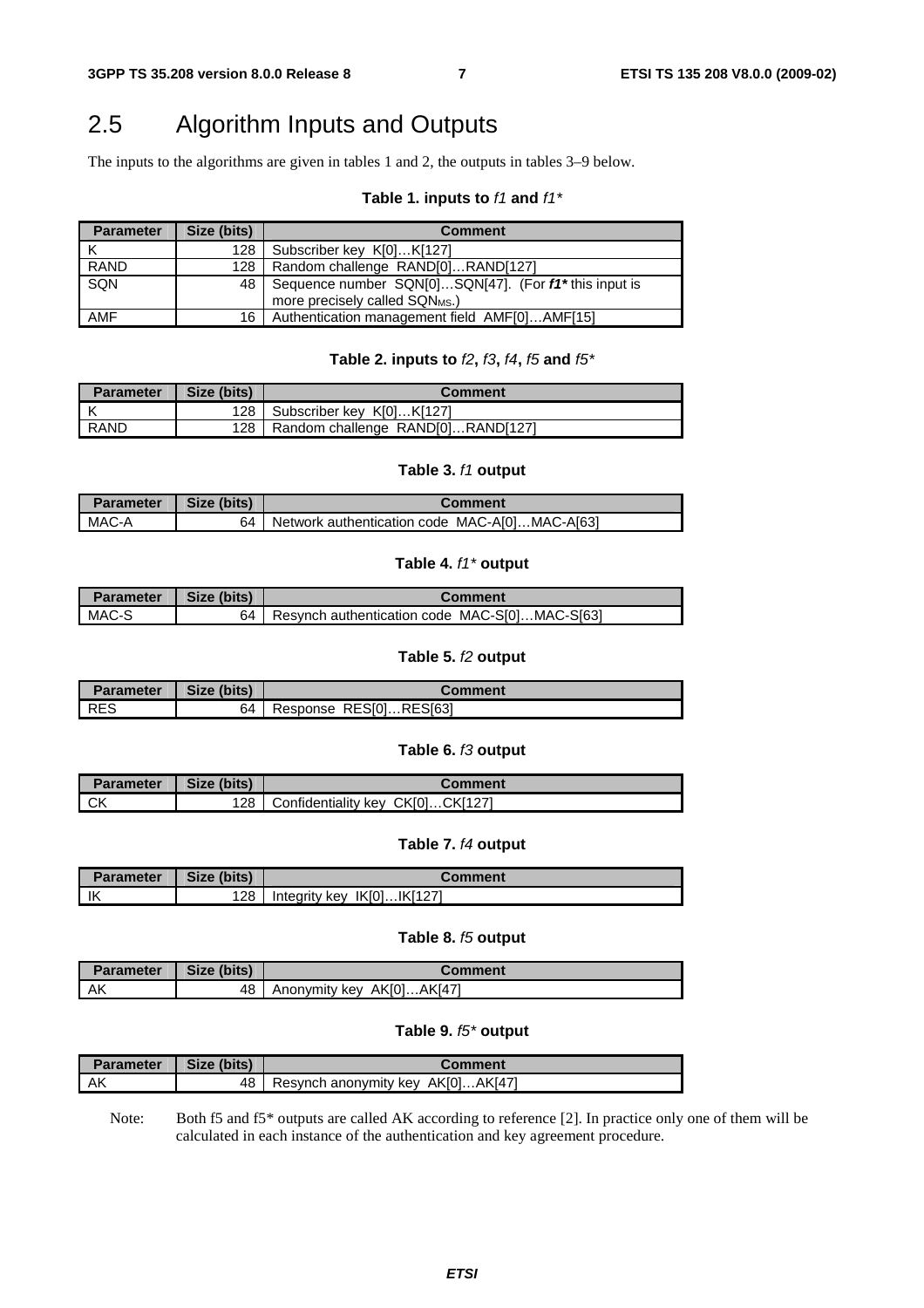## 2.5 Algorithm Inputs and Outputs

The inputs to the algorithms are given in tables 1 and 2, the outputs in tables 3–9 below.

**Table 1. inputs to *f1* and *f1****

| Parameter | Size (bits) | Comment |
|---|---|---|
| K | 128 | Subscriber key K[0]…K[127] |
| RAND | 128 | Random challenge RAND[0]…RAND[127] |
| SQN | 48 | Sequence number SQN[0]…SQN[47]. (For ***f1**** this input is more precisely called $SQN_{MS}$.) |
| AMF | 16 | Authentication management field AMF[0]…AMF[15] |

**Table 2. inputs to *f2*, *f3*, *f4*, *f5* and *f5****

| Parameter | Size (bits) | Comment |
|---|---|---|
| K | 128 | Subscriber key K[0]…K[127] |
| RAND | 128 | Random challenge RAND[0]…RAND[127] |

**Table 3. *f1* output**

| Parameter | Size (bits) | Comment |
|---|---|---|
| MAC-A | 64 | Network authentication code MAC-A[0]…MAC-A[63] |

**Table 4. *f1** output**

| Parameter | Size (bits) | Comment |
|---|---|---|
| MAC-S | 64 | Resynch authentication code MAC-S[0]…MAC-S[63] |

**Table 5. *f2* output**

| Parameter | Size (bits) | Comment |
|---|---|---|
| RES | 64 | Response RES[0]…RES[63] |

**Table 6. *f3* output**

| Parameter | Size (bits) | Comment |
|---|---|---|
| CK | 128 | Confidentiality key CK[0]…CK[127] |

**Table 7. *f4* output**

| Parameter | Size (bits) | Comment |
|---|---|---|
| IK | 128 | Integrity key IK[0]…IK[127] |

**Table 8. *f5* output**

| Parameter | Size (bits) | Comment |
|---|---|---|
| AK | 48 | Anonymity key AK[0]…AK[47] |

**Table 9. *f5** output**

| Parameter | Size (bits) | Comment |
|---|---|---|
| AK | 48 | Resynch anonymity key AK[0]…AK[47] |

Note: Both f5 and f5* outputs are called AK according to reference [2]. In practice only one of them will be calculated in each instance of the authentication and key agreement procedure.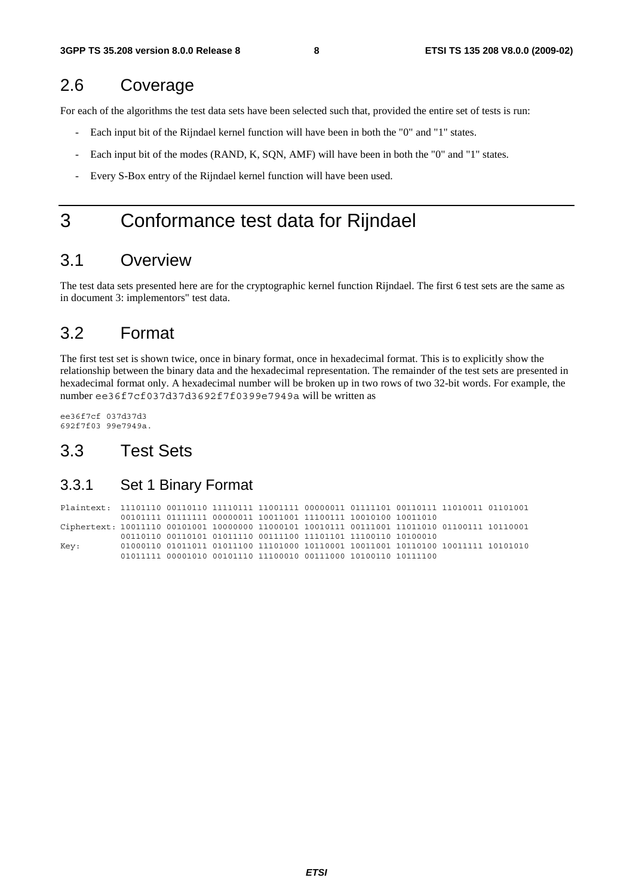## 2.6 Coverage

For each of the algorithms the test data sets have been selected such that, provided the entire set of tests is run:

- Each input bit of the Rijndael kernel function will have been in both the "0" and "1" states.
- Each input bit of the modes (RAND, K, SQN, AMF) will have been in both the "0" and "1" states.
- Every S-Box entry of the Rijndael kernel function will have been used.

# 3 Conformance test data for Rijndael

## 3.1 Overview

The test data sets presented here are for the cryptographic kernel function Rijndael. The first 6 test sets are the same as in document 3: implementors" test data.

## 3.2 Format

The first test set is shown twice, once in binary format, once in hexadecimal format. This is to explicitly show the relationship between the binary data and the hexadecimal representation. The remainder of the test sets are presented in hexadecimal format only. A hexadecimal number will be broken up in two rows of two 32-bit words. For example, the number `ee36f7cf037d37d3692f7f0399e7949a` will be written as

```
ee36f7cf 037d37d3
692f7f03 99e7949a.
```

## 3.3 Test Sets

### 3.3.1 Set 1 Binary Format

```
Plaintext:  11101110 00110110 11110111 11001111 00000011 01111101 00110111 11010011 01101001
            00101111 01111111 00000011 10011001 11100111 10010100 10011010
Ciphertext: 10011110 00101001 10000000 11000101 10010111 00111001 11011010 01100111 10110001
            00110110 00110101 01011110 00111100 11101101 11100110 10100010
Key:        01000110 01011011 01011100 11101000 10110001 10011001 10110100 10011111 10101010
            01011111 00001010 00101110 11100010 00111000 10100110 10111100
```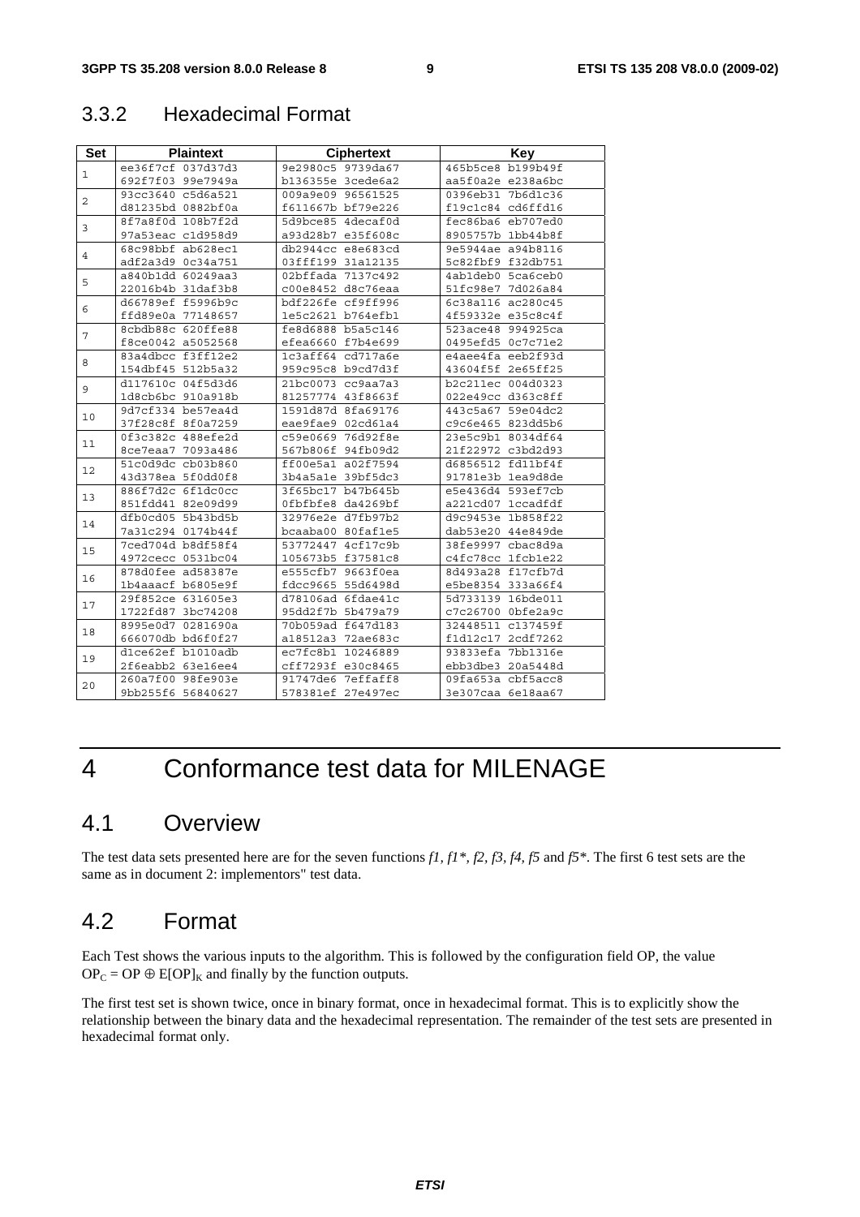### 3.3.2 Hexadecimal Format

| Set | Plaintext | Ciphertext | Key |
|---|---|---|---|
| 1 | ee36f7cf 037d37d3<br>692f7f03 99e7949a | 9e2980c5 9739da67<br>b136355e 3cede6a2 | 465b5ce8 b199b49f<br>aa5f0a2e e238a6bc |
| 2 | 93cc3640 c5d6a521<br>d81235bd 0882bf0a | 009a9e09 96561525<br>f611667b bf79e226 | 0396eb31 7b6d1c36<br>f19c1c84 cd6ffd16 |
| 3 | 8f7a8f0d 108b7f2d<br>97a53eac c1d958d9 | 5d9bce85 4decaf0d<br>a93d28b7 e35f608c | fec86ba6 eb707ed0<br>8905757b 1bb44b8f |
| 4 | 68c98bbf ab628ec1<br>adf2a3d9 0c34a751 | db2944cc e8e683cd<br>03fff199 31a12135 | 9e5944ae a94b8116<br>5c82fbf9 f32db751 |
| 5 | a840b1dd 60249aa3<br>22016b4b 31daf3b8 | 02bffada 7137c492<br>c00e8452 d8c76eaa | 4ab1deb0 5ca6ceb0<br>51fc98e7 7d026a84 |
| 6 | d66789ef f5996b9c<br>ffd89e0a 77148657 | bdf226fe cf9ff996<br>1e5c2621 b764efb1 | 6c38a116 ac280c45<br>4f59332e e35c8c4f |
| 7 | 8cbdb88c 620ffe88<br>f8ce0042 a5052568 | fe8d6888 b5a5c146<br>efea6660 f7b4e699 | 523ace48 994925ca<br>0495efd5 0c7c71e2 |
| 8 | 83a4dbcc f3ff12e2<br>154dbf45 512b5a32 | 1c3aff64 cd717a6e<br>959c95c8 b9cd7d3f | e4aee4fa eeb2f93d<br>43604f5f 2e65ff25 |
| 9 | d117610c 04f5d3d6<br>1d8cb6bc 910a918b | 21bc0073 cc9aa7a3<br>81257774 43f8663f | b2c211ec 004d0323<br>022e49cc d363c8ff |
| 10 | 9d7cf334 be57ea4d<br>37f28c8f 8f0a7259 | 1591d87d 8fa69176<br>eae9fae9 02cd61a4 | 443c5a67 59e04dc2<br>c9c6e465 823dd5b6 |
| 11 | 0f3c382c 488efe2d<br>8ce7eaa7 7093a486 | c59e0669 76d92f8e<br>567b806f 94fb09d2 | 23e5c9b1 8034df64<br>21f22972 c3bd2d93 |
| 12 | 51c0d9dc cb03b860<br>43d378ea 5f0dd0f8 | ff00e5a1 a02f7594<br>3b4a5a1e 39bf5dc3 | d6856512 fd11bf4f<br>91781e3b 1ea9d8de |
| 13 | 886f7d2c 6f1dc0cc<br>851fdd41 82e09d99 | 3f65bc17 b47b645b<br>0fbfbfe8 da4269bf | e5e436d4 593ef7cb<br>a221cd07 1ccadfdf |
| 14 | dfb0cd05 5b43bd5b<br>7a31c294 0174b44f | 32976e2e d7fb97b2<br>bcaaba00 80faf1e5 | d9c9453e 1b858f22<br>dab53e20 44e849de |
| 15 | 7ced704d b8df58f4<br>4972cecc 0531bc04 | 53772447 4cf17c9b<br>105673b5 f37581c8 | 38fe9997 cbac8d9a<br>c4fc78cc 1fcb1e22 |
| 16 | 878d0fee ad58387e<br>1b4aaacf b6805e9f | e555cfb7 9663f0ea<br>fdcc9665 55d6498d | 8d493a28 f17cfb7d<br>e5be8354 333a66f4 |
| 17 | 29f852ce 631605e3<br>1722fd87 3bc74208 | d78106ad 6fdae41c<br>95dd2f7b 5b479a79 | 5d733139 16bde011<br>c7c26700 0bfe2a9c |
| 18 | 8995e0d7 0281690a<br>666070db bd6f0f27 | 70b059ad f647d183<br>a18512a3 72ae683c | 32448511 c137459f<br>f1d12c17 2cdf7262 |
| 19 | d1ce62ef b1010adb<br>2f6eabb2 63e16ee4 | ec7fc8b1 10246889<br>cff7293f e30c8465 | 93833efa 7bb1316e<br>ebb3dbe3 20a5448d |
| 20 | 260a7f00 98fe903e<br>9bb255f6 56840627 | 91747de6 7effaff8<br>578381ef 27e497ec | 09fa653a cbf5acc8<br>3e307caa 6e18aa67 |

# 4 Conformance test data for MILENAGE

## 4.1 Overview

The test data sets presented here are for the seven functions *f1, f1\*, f2, f3, f4, f5* and *f5\**. The first 6 test sets are the same as in document 2: implementors" test data.

## 4.2 Format

Each Test shows the various inputs to the algorithm. This is followed by the configuration field OP, the value $OP_C = OP \oplus E[OP]_K$ and finally by the function outputs.

The first test set is shown twice, once in binary format, once in hexadecimal format. This is to explicitly show the relationship between the binary data and the hexadecimal representation. The remainder of the test sets are presented in hexadecimal format only.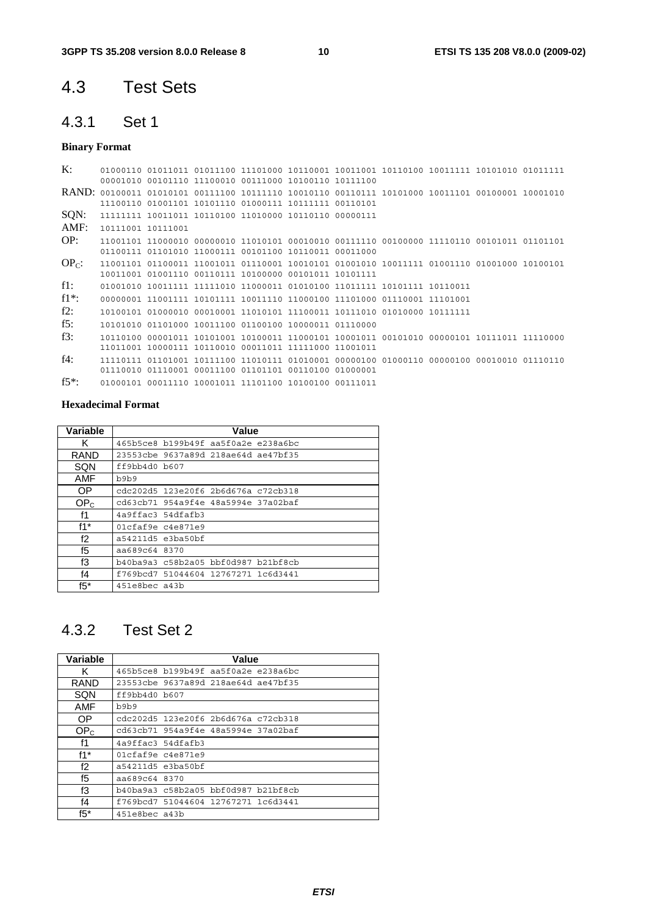## 4.3 Test Sets

### 4.3.1 Set 1

**Binary Format**

| | |
|---|---|
| K: | 01000110 01011011 01011100 11101000 10110001 10011001 10110100 10011111 10101010 01011111 00001010 00101110 11100010 00111000 10100110 10111100 |
| RAND: | 00100011 01010101 00111100 10111110 10010110 00110111 10101000 10011101 00100001 10001010 11100110 01001101 10101110 01000111 10111111 00110101 |
| SQN: | 11111111 10011011 10110100 11010000 10110110 00000111 |
| AMF: | 10111001 10111001 |
| OP: | 11001101 11000010 00000010 11010101 00010010 00111110 00100000 11110110 00101011 01101101 01100111 01101010 11000111 00101100 10110011 00011000 |
| $OP_C$: | 11001101 01100011 11001011 01110001 10010101 01001010 10011111 01001110 01001000 10100101 10011001 01001110 00110111 10100000 00101011 10101111 |
| f1: | 01001010 10011111 11111010 11000011 01010100 11011111 10101111 10110011 |
| f1*: | 00000001 11001111 10101111 10011110 11000100 11101000 01110001 11101001 |
| f2: | 10100101 01000010 00010001 11010101 11100011 10111010 01010000 10111111 |
| f5: | 10101010 01101000 10011100 01100100 10000011 01110000 |
| f3: | 10110100 00001011 10101001 10100011 11000101 10001011 00101010 00000101 10111011 11110000 11011001 10000111 10110010 00011011 11111000 11001011 |
| f4: | 11110111 01101001 10111100 11010111 01010001 00000100 01000110 00000100 00010010 01110110 01110010 01110001 00011100 01101101 00110100 01000001 |
| f5*: | 01000101 00011110 10001011 11101100 10100100 00111011 |

**Hexadecimal Format**

| Variable | Value |
|---|---|
| K | 465b5ce8 b199b49f aa5f0a2e e238a6bc |
| RAND | 23553cbe 9637a89d 218ae64d ae47bf35 |
| SQN | ff9bb4d0 b607 |
| AMF | b9b9 |
| OP | cdc202d5 123e20f6 2b6d676a c72cb318 |
| $OP_C$ | cd63cb71 954a9f4e 48a5994e 37a02baf |
| f1 | 4a9ffac3 54dfafb3 |
| f1* | 01cfaf9e c4e871e9 |
| f2 | a54211d5 e3ba50bf |
| f5 | aa689c64 8370 |
| f3 | b40ba9a3 c58b2a05 bbf0d987 b21bf8cb |
| f4 | f769bcd7 51044604 12767271 1c6d3441 |
| f5* | 451e8bec a43b |

### 4.3.2 Test Set 2

| Variable | Value |
|---|---|
| K | 465b5ce8 b199b49f aa5f0a2e e238a6bc |
| RAND | 23553cbe 9637a89d 218ae64d ae47bf35 |
| SQN | ff9bb4d0 b607 |
| AMF | b9b9 |
| OP | cdc202d5 123e20f6 2b6d676a c72cb318 |
| $OP_C$ | cd63cb71 954a9f4e 48a5994e 37a02baf |
| f1 | 4a9ffac3 54dfafb3 |
| f1* | 01cfaf9e c4e871e9 |
| f2 | a54211d5 e3ba50bf |
| f5 | aa689c64 8370 |
| f3 | b40ba9a3 c58b2a05 bbf0d987 b21bf8cb |
| f4 | f769bcd7 51044604 12767271 1c6d3441 |
| f5* | 451e8bec a43b |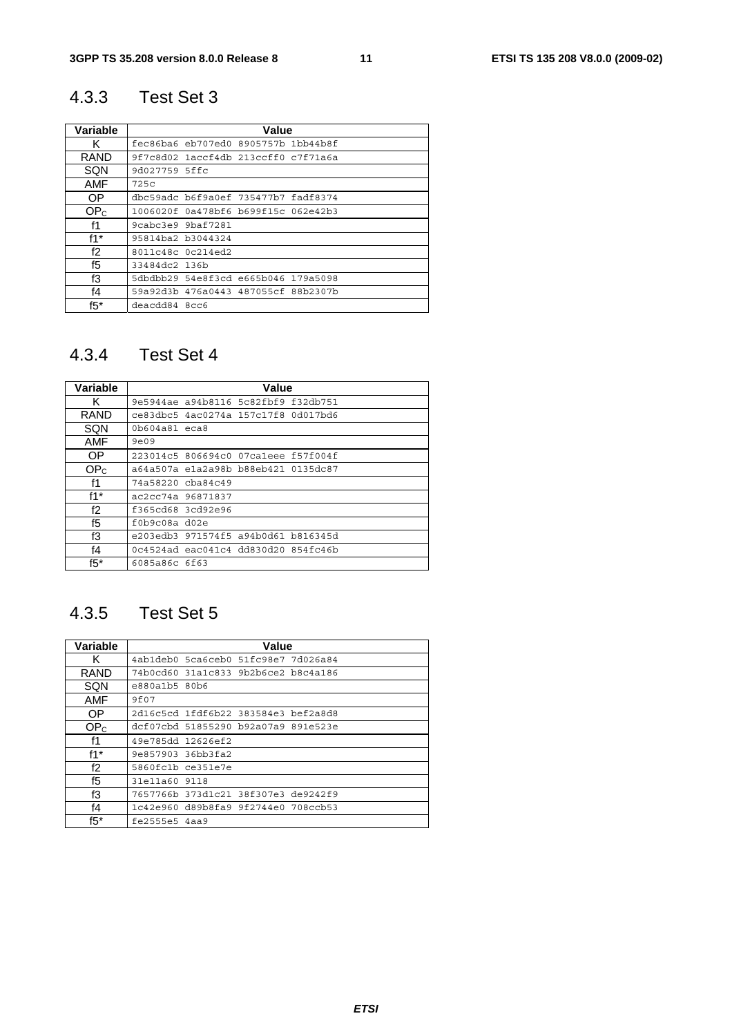### 4.3.3 Test Set 3

| Variable | Value |
|---|---|
| K | fec86ba6 eb707ed0 8905757b 1bb44b8f |
| RAND | 9f7c8d02 1accf4db 213ccff0 c7f71a6a |
| SQN | 9d027759 5ffc |
| AMF | 725c |
| OP | dbc59adc b6f9a0ef 735477b7 fadf8374 |
| $OP_C$ | 1006020f 0a478bf6 b699f15c 062e42b3 |
| f1 | 9cabc3e9 9baf7281 |
| f1* | 95814ba2 b3044324 |
| f2 | 8011c48c 0c214ed2 |
| f5 | 33484dc2 136b |
| f3 | 5dbdbb29 54e8f3cd e665b046 179a5098 |
| f4 | 59a92d3b 476a0443 487055cf 88b2307b |
| f5* | deacdd84 8cc6 |

### 4.3.4 Test Set 4

| Variable | Value |
|---|---|
| K | 9e5944ae a94b8116 5c82fbf9 f32db751 |
| RAND | ce83dbc5 4ac0274a 157c17f8 0d017bd6 |
| SQN | 0b604a81 eca8 |
| AMF | 9e09 |
| OP | 223014c5 806694c0 07ca1eee f57f004f |
| $OP_C$ | a64a507a e1a2a98b b88eb421 0135dc87 |
| f1 | 74a58220 cba84c49 |
| f1* | ac2cc74a 96871837 |
| f2 | f365cd68 3cd92e96 |
| f5 | f0b9c08a d02e |
| f3 | e203edb3 971574f5 a94b0d61 b816345d |
| f4 | 0c4524ad eac041c4 dd830d20 854fc46b |
| f5* | 6085a86c 6f63 |

### 4.3.5 Test Set 5

| Variable | Value |
|---|---|
| K | 4ab1deb0 5ca6ceb0 51fc98e7 7d026a84 |
| RAND | 74b0cd60 31a1c833 9b2b6ce2 b8c4a186 |
| SQN | e880a1b5 80b6 |
| AMF | 9f07 |
| OP | 2d16c5cd 1fdf6b22 383584e3 bef2a8d8 |
| $OP_C$ | dcf07cbd 51855290 b92a07a9 891e523e |
| f1 | 49e785dd 12626ef2 |
| f1* | 9e857903 36bb3fa2 |
| f2 | 5860fc1b ce351e7e |
| f5 | 31e11a60 9118 |
| f3 | 7657766b 373d1c21 38f307e3 de9242f9 |
| f4 | 1c42e960 d89b8fa9 9f2744e0 708ccb53 |
| f5* | fe2555e5 4aa9 |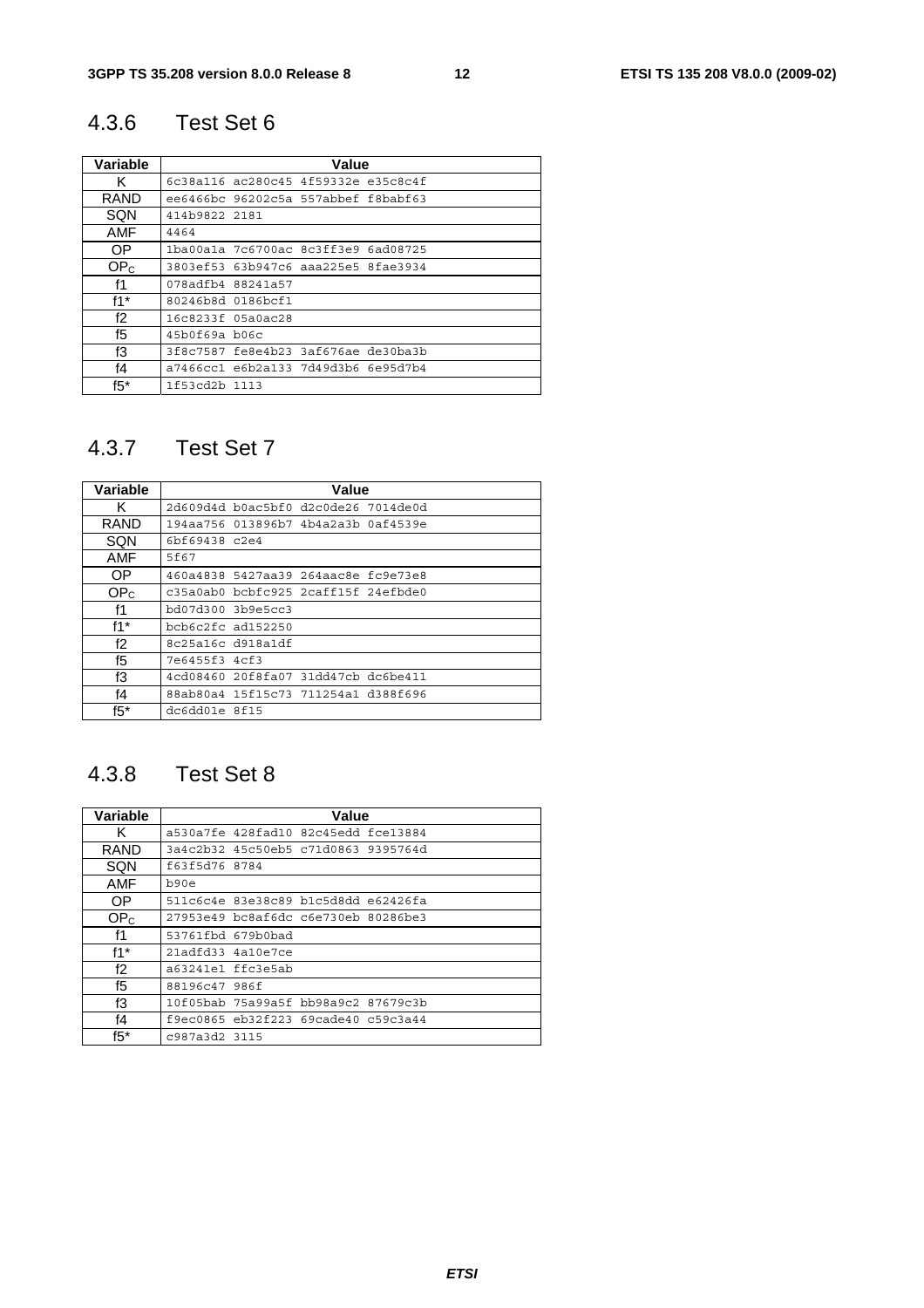### 4.3.6 Test Set 6

| Variable | Value |
|---|---|
| K | 6c38a116 ac280c45 4f59332e e35c8c4f |
| RAND | ee6466bc 96202c5a 557abbef f8babf63 |
| SQN | 414b9822 2181 |
| AMF | 4464 |
| OP | 1ba00a1a 7c6700ac 8c3ff3e9 6ad08725 |
| $OP_C$ | 3803ef53 63b947c6 aaa225e5 8fae3934 |
| f1 | 078adfb4 88241a57 |
| f1* | 80246b8d 0186bcf1 |
| f2 | 16c8233f 05a0ac28 |
| f5 | 45b0f69a b06c |
| f3 | 3f8c7587 fe8e4b23 3af676ae de30ba3b |
| f4 | a7466cc1 e6b2a133 7d49d3b6 6e95d7b4 |
| f5* | 1f53cd2b 1113 |

### 4.3.7 Test Set 7

| Variable | Value |
|---|---|
| K | 2d609d4d b0ac5bf0 d2c0de26 7014de0d |
| RAND | 194aa756 013896b7 4b4a2a3b 0af4539e |
| SQN | 6bf69438 c2e4 |
| AMF | 5f67 |
| OP | 460a4838 5427aa39 264aac8e fc9e73e8 |
| $OP_C$ | c35a0ab0 bcbfc925 2caff15f 24efbde0 |
| f1 | bd07d300 3b9e5cc3 |
| f1* | bcb6c2fc ad152250 |
| f2 | 8c25a16c d918a1df |
| f5 | 7e6455f3 4cf3 |
| f3 | 4cd08460 20f8fa07 31dd47cb dc6be411 |
| f4 | 88ab80a4 15f15c73 711254a1 d388f696 |
| f5* | dc6dd01e 8f15 |

### 4.3.8 Test Set 8

| Variable | Value |
|---|---|
| K | a530a7fe 428fad10 82c45edd fce13884 |
| RAND | 3a4c2b32 45c50eb5 c71d0863 9395764d |
| SQN | f63f5d76 8784 |
| AMF | b90e |
| OP | 511c6c4e 83e38c89 b1c5d8dd e62426fa |
| $OP_C$ | 27953e49 bc8af6dc c6e730eb 80286be3 |
| f1 | 53761fbd 679b0bad |
| f1* | 21adfd33 4a10e7ce |
| f2 | a63241e1 ffc3e5ab |
| f5 | 88196c47 986f |
| f3 | 10f05bab 75a99a5f bb98a9c2 87679c3b |
| f4 | f9ec0865 eb32f223 69cade40 c59c3a44 |
| f5* | c987a3d2 3115 |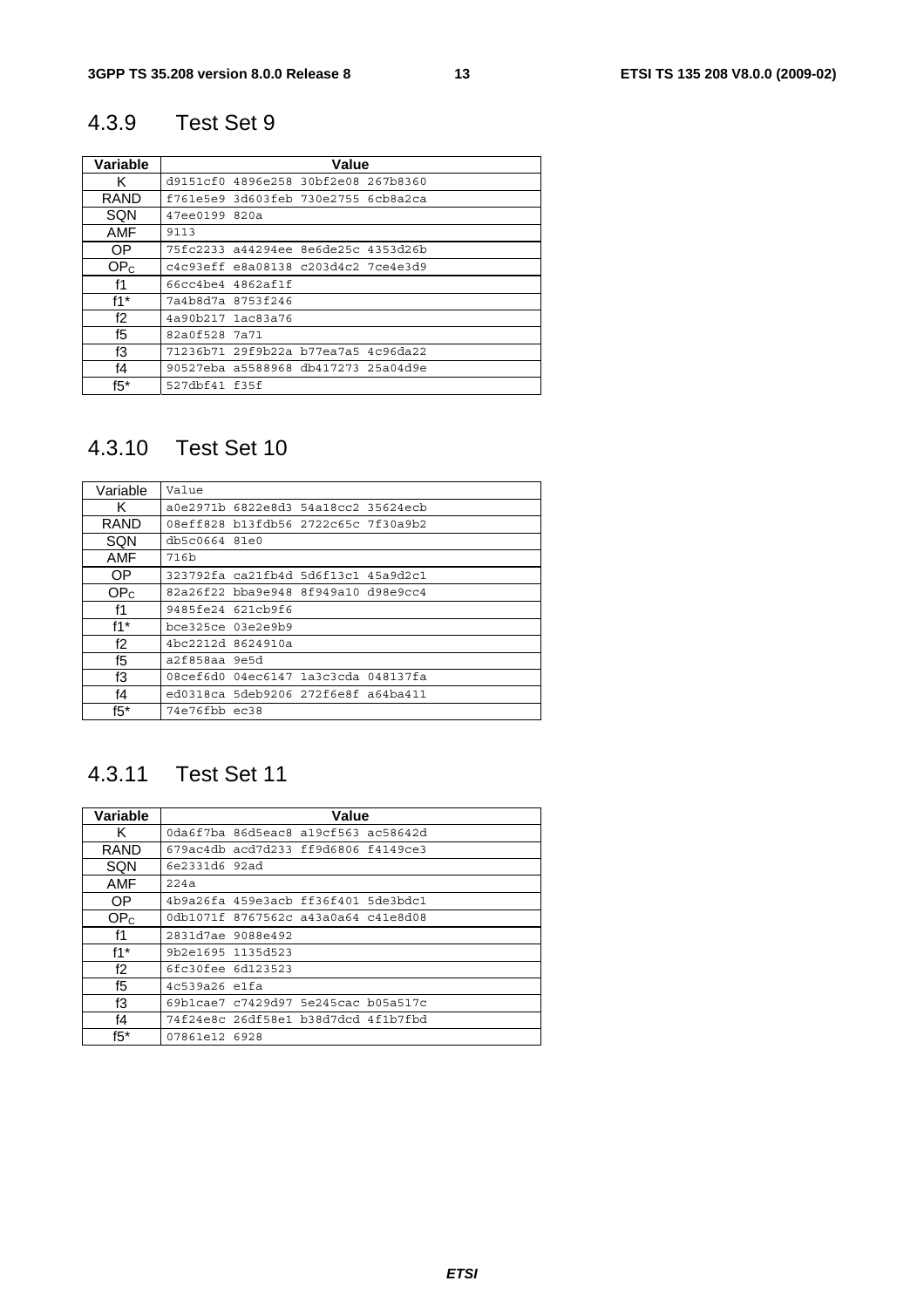### 4.3.9 Test Set 9

| Variable | Value |
|---|---|
| K | d9151cf0 4896e258 30bf2e08 267b8360 |
| RAND | f761e5e9 3d603feb 730e2755 6cb8a2ca |
| SQN | 47ee0199 820a |
| AMF | 9113 |
| OP | 75fc2233 a44294ee 8e6de25c 4353d26b |
| $OP_C$ | c4c93eff e8a08138 c203d4c2 7ce4e3d9 |
| f1 | 66cc4be4 4862af1f |
| f1* | 7a4b8d7a 8753f246 |
| f2 | 4a90b217 1ac83a76 |
| f5 | 82a0f528 7a71 |
| f3 | 71236b71 29f9b22a b77ea7a5 4c96da22 |
| f4 | 90527eba a5588968 db417273 25a04d9e |
| f5* | 527dbf41 f35f |

### 4.3.10 Test Set 10

| Variable | Value |
|---|---|
| K | a0e2971b 6822e8d3 54a18cc2 35624ecb |
| RAND | 08eff828 b13fdb56 2722c65c 7f30a9b2 |
| SQN | db5c0664 81e0 |
| AMF | 716b |
| OP | 323792fa ca21fb4d 5d6f13c1 45a9d2c1 |
| $OP_C$ | 82a26f22 bba9e948 8f949a10 d98e9cc4 |
| f1 | 9485fe24 621cb9f6 |
| f1* | bce325ce 03e2e9b9 |
| f2 | 4bc2212d 8624910a |
| f5 | a2f858aa 9e5d |
| f3 | 08cef6d0 04ec6147 1a3c3cda 048137fa |
| f4 | ed0318ca 5deb9206 272f6e8f a64ba411 |
| f5* | 74e76fbb ec38 |

### 4.3.11 Test Set 11

| Variable | Value |
|---|---|
| K | 0da6f7ba 86d5eac8 a19cf563 ac58642d |
| RAND | 679ac4db acd7d233 ff9d6806 f4149ce3 |
| SQN | 6e2331d6 92ad |
| AMF | 224a |
| OP | 4b9a26fa 459e3acb ff36f401 5de3bdc1 |
| $OP_C$ | 0db1071f 8767562c a43a0a64 c41e8d08 |
| f1 | 2831d7ae 9088e492 |
| f1* | 9b2e1695 1135d523 |
| f2 | 6fc30fee 6d123523 |
| f5 | 4c539a26 e1fa |
| f3 | 69b1cae7 c7429d97 5e245cac b05a517c |
| f4 | 74f24e8c 26df58e1 b38d7dcd 4f1b7fbd |
| f5* | 07861e12 6928 |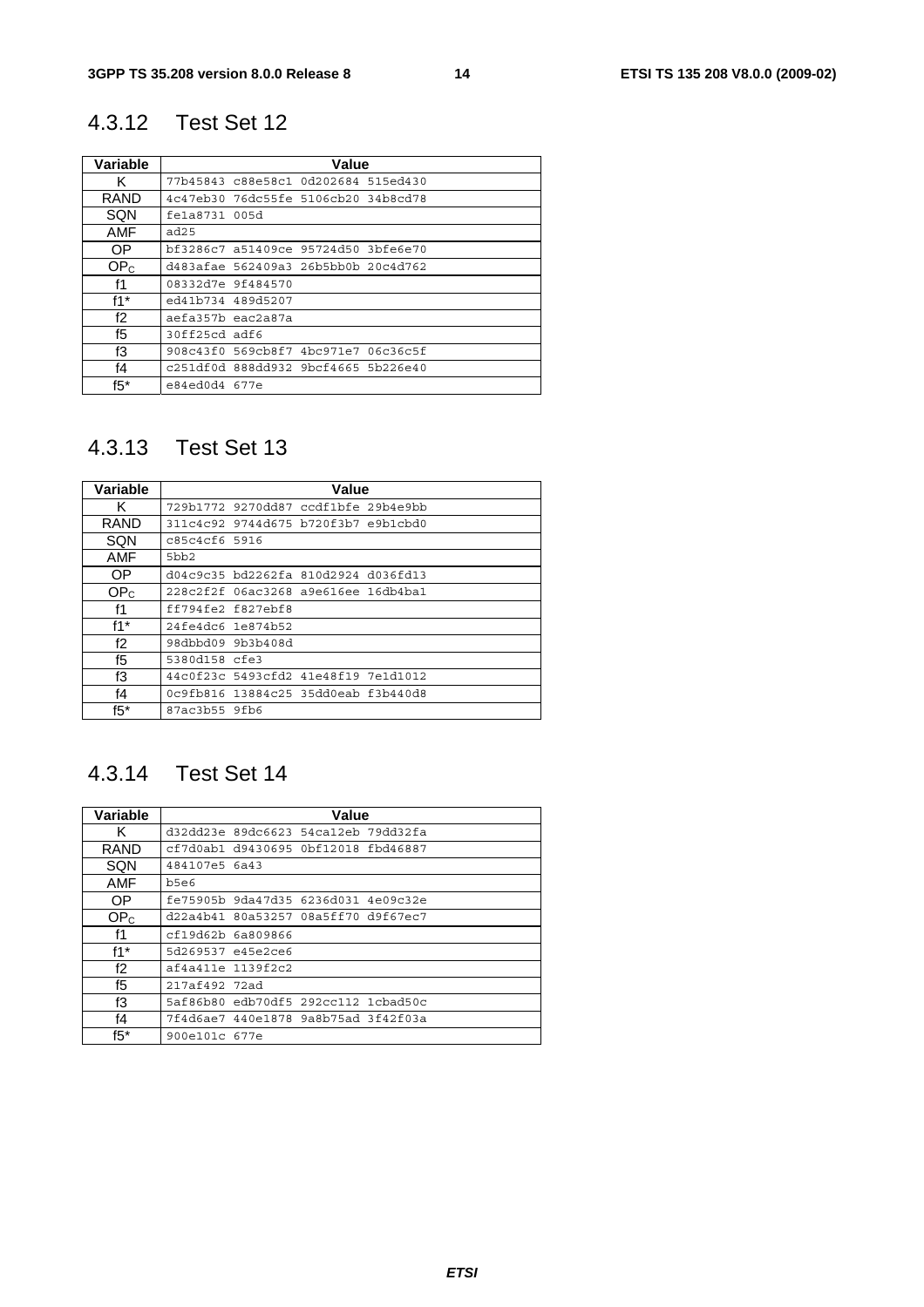### 4.3.12 Test Set 12

| Variable | Value |
|---|---|
| K | 77b45843 c88e58c1 0d202684 515ed430 |
| RAND | 4c47eb30 76dc55fe 5106cb20 34b8cd78 |
| SQN | fe1a8731 005d |
| AMF | ad25 |
| OP | bf3286c7 a51409ce 95724d50 3bfe6e70 |
| $OP_C$ | d483afae 562409a3 26b5bb0b 20c4d762 |
| f1 | 08332d7e 9f484570 |
| f1* | ed41b734 489d5207 |
| f2 | aefa357b eac2a87a |
| f5 | 30ff25cd adf6 |
| f3 | 908c43f0 569cb8f7 4bc971e7 06c36c5f |
| f4 | c251df0d 888dd932 9bcf4665 5b226e40 |
| f5* | e84ed0d4 677e |

### 4.3.13 Test Set 13

| Variable | Value |
|---|---|
| K | 729b1772 9270dd87 ccdf1bfe 29b4e9bb |
| RAND | 311c4c92 9744d675 b720f3b7 e9b1cbd0 |
| SQN | c85c4cf6 5916 |
| AMF | 5bb2 |
| OP | d04c9c35 bd2262fa 810d2924 d036fd13 |
| $OP_C$ | 228c2f2f 06ac3268 a9e616ee 16db4ba1 |
| f1 | ff794fe2 f827ebf8 |
| f1* | 24fe4dc6 1e874b52 |
| f2 | 98dbbd09 9b3b408d |
| f5 | 5380d158 cfe3 |
| f3 | 44c0f23c 5493cfd2 41e48f19 7e1d1012 |
| f4 | 0c9fb816 13884c25 35dd0eab f3b440d8 |
| f5* | 87ac3b55 9fb6 |

### 4.3.14 Test Set 14

| Variable | Value |
|---|---|
| K | d32dd23e 89dc6623 54ca12eb 79dd32fa |
| RAND | cf7d0ab1 d9430695 0bf12018 fbd46887 |
| SQN | 484107e5 6a43 |
| AMF | b5e6 |
| OP | fe75905b 9da47d35 6236d031 4e09c32e |
| $OP_C$ | d22a4b41 80a53257 08a5ff70 d9f67ec7 |
| f1 | cf19d62b 6a809866 |
| f1* | 5d269537 e45e2ce6 |
| f2 | af4a411e 1139f2c2 |
| f5 | 217af492 72ad |
| f3 | 5af86b80 edb70df5 292cc112 1cbad50c |
| f4 | 7f4d6ae7 440e1878 9a8b75ad 3f42f03a |
| f5* | 900e101c 677e |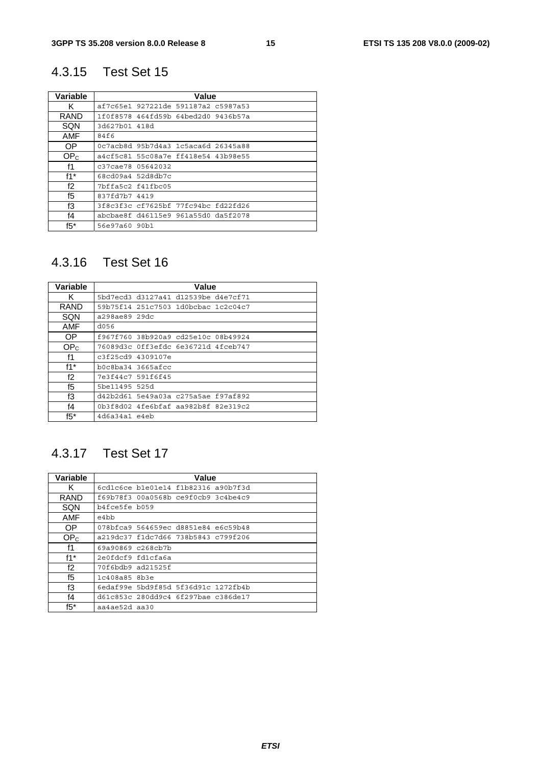### 4.3.15 Test Set 15

| Variable | Value |
|---|---|
| K | af7c65e1 927221de 591187a2 c5987a53 |
| RAND | 1f0f8578 464fd59b 64bed2d0 9436b57a |
| SQN | 3d627b01 418d |
| AMF | 84f6 |
| OP | 0c7acb8d 95b7d4a3 1c5aca6d 26345a88 |
| $OP_C$ | a4cf5c81 55c08a7e ff418e54 43b98e55 |
| f1 | c37cae78 05642032 |
| f1* | 68cd09a4 52d8db7c |
| f2 | 7bffa5c2 f41fbc05 |
| f5 | 837fd7b7 4419 |
| f3 | 3f8c3f3c cf7625bf 77fc94bc fd22fd26 |
| f4 | abcbae8f d46115e9 961a55d0 da5f2078 |
| f5* | 56e97a60 90b1 |

### 4.3.16 Test Set 16

| Variable | Value |
|---|---|
| K | 5bd7ecd3 d3127a41 d12539be d4e7cf71 |
| RAND | 59b75f14 251c7503 1d0bcbac 1c2c04c7 |
| SQN | a298ae89 29dc |
| AMF | d056 |
| OP | f967f760 38b920a9 cd25e10c 08b49924 |
| $OP_C$ | 76089d3c 0ff3efdc 6e36721d 4fceb747 |
| f1 | c3f25cd9 4309107e |
| f1* | b0c8ba34 3665afcc |
| f2 | 7e3f44c7 591f6f45 |
| f5 | 5be11495 525d |
| f3 | d42b2d61 5e49a03a c275a5ae f97af892 |
| f4 | 0b3f8d02 4fe6bfaf aa982b8f 82e319c2 |
| f5* | 4d6a34a1 e4eb |

### 4.3.17 Test Set 17

| Variable | Value |
|---|---|
| K | 6cd1c6ce b1e01e14 f1b82316 a90b7f3d |
| RAND | f69b78f3 00a0568b ce9f0cb9 3c4be4c9 |
| SQN | b4fce5fe b059 |
| AMF | e4bb |
| OP | 078bfca9 564659ec d8851e84 e6c59b48 |
| $OP_C$ | a219dc37 f1dc7d66 738b5843 c799f206 |
| f1 | 69a90869 c268cb7b |
| f1* | 2e0fdcf9 fd1cfa6a |
| f2 | 70f6bdb9 ad21525f |
| f5 | 1c408a85 8b3e |
| f3 | 6edaf99e 5bd9f85d 5f36d91c 1272fb4b |
| f4 | d61c853c 280dd9c4 6f297bae c386de17 |
| f5* | aa4ae52d aa30 |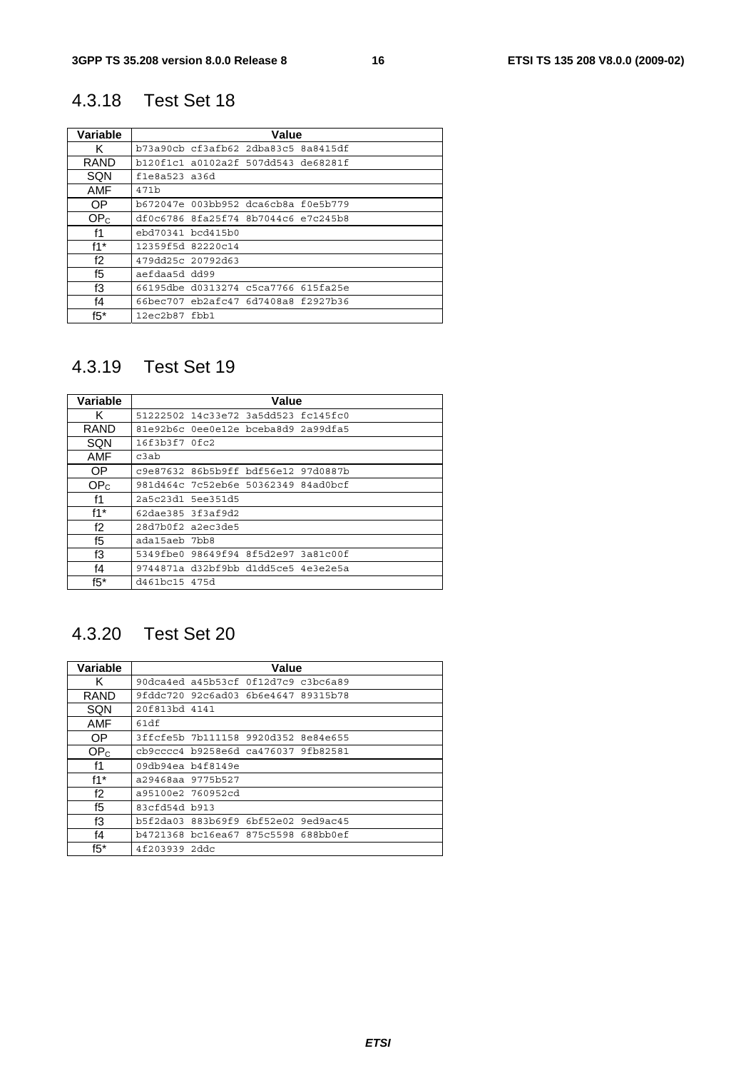## 4.3.18 Test Set 18

| Variable | Value |
|---|---|
| K | b73a90cb cf3afb62 2dba83c5 8a8415df |
| RAND | b120f1c1 a0102a2f 507dd543 de68281f |
| SQN | f1e8a523 a36d |
| AMF | 471b |
| OP | b672047e 003bb952 dca6cb8a f0e5b779 |
| $OP_C$ | df0c6786 8fa25f74 8b7044c6 e7c245b8 |
| f1 | ebd70341 bcd415b0 |
| f1* | 12359f5d 82220c14 |
| f2 | 479dd25c 20792d63 |
| f5 | aefdaa5d dd99 |
| f3 | 66195dbe d0313274 c5ca7766 615fa25e |
| f4 | 66bec707 eb2afc47 6d7408a8 f2927b36 |
| f5* | 12ec2b87 fbb1 |

## 4.3.19 Test Set 19

| Variable | Value |
|---|---|
| K | 51222502 14c33e72 3a5dd523 fc145fc0 |
| RAND | 81e92b6c 0ee0e12e bceba8d9 2a99dfa5 |
| SQN | 16f3b3f7 0fc2 |
| AMF | c3ab |
| OP | c9e87632 86b5b9ff bdf56e12 97d0887b |
| $OP_C$ | 981d464c 7c52eb6e 50362349 84ad0bcf |
| f1 | 2a5c23d1 5ee351d5 |
| f1* | 62dae385 3f3af9d2 |
| f2 | 28d7b0f2 a2ec3de5 |
| f5 | ada15aeb 7bb8 |
| f3 | 5349fbe0 98649f94 8f5d2e97 3a81c00f |
| f4 | 9744871a d32bf9bb d1dd5ce5 4e3e2e5a |
| f5* | d461bc15 475d |

## 4.3.20 Test Set 20

| Variable | Value |
|---|---|
| K | 90dca4ed a45b53cf 0f12d7c9 c3bc6a89 |
| RAND | 9fddc720 92c6ad03 6b6e4647 89315b78 |
| SQN | 20f813bd 4141 |
| AMF | 61df |
| OP | 3ffcfe5b 7b111158 9920d352 8e84e655 |
| $OP_C$ | cb9cccc4 b9258e6d ca476037 9fb82581 |
| f1 | 09db94ea b4f8149e |
| f1* | a29468aa 9775b527 |
| f2 | a95100e2 760952cd |
| f5 | 83cfd54d b913 |
| f3 | b5f2da03 883b69f9 6bf52e02 9ed9ac45 |
| f4 | b4721368 bc16ea67 875c5598 688bb0ef |
| f5* | 4f203939 2ddc |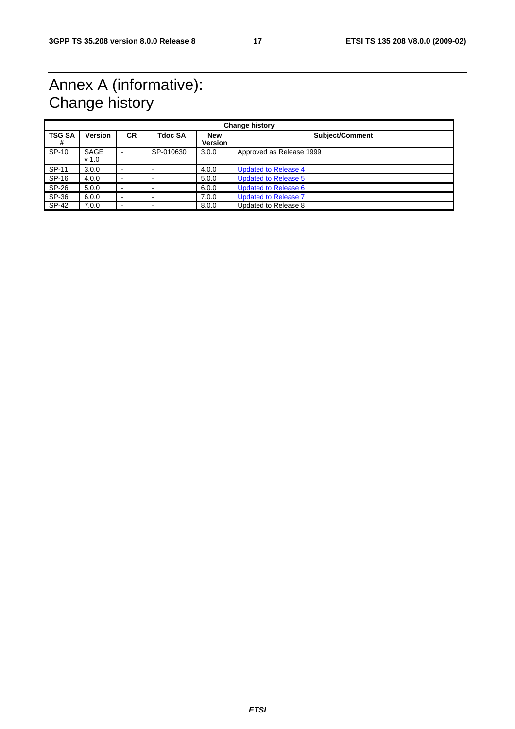# Annex A (informative): Change history

| Change history | | | | | |
|---|---|---|---|---|---|
| TSG SA # | Version | CR | Tdoc SA | New Version | Subject/Comment |
| SP-10 | SAGE v 1.0 | - | SP-010630 | 3.0.0 | Approved as Release 1999 |
| SP-11 | 3.0.0 | - | - | 4.0.0 | Updated to Release 4 |
| SP-16 | 4.0.0 | - | - | 5.0.0 | Updated to Release 5 |
| SP-26 | 5.0.0 | - | - | 6.0.0 | Updated to Release 6 |
| SP-36 | 6.0.0 | - | - | 7.0.0 | Updated to Release 7 |
| SP-42 | 7.0.0 | - | - | 8.0.0 | Updated to Release 8 |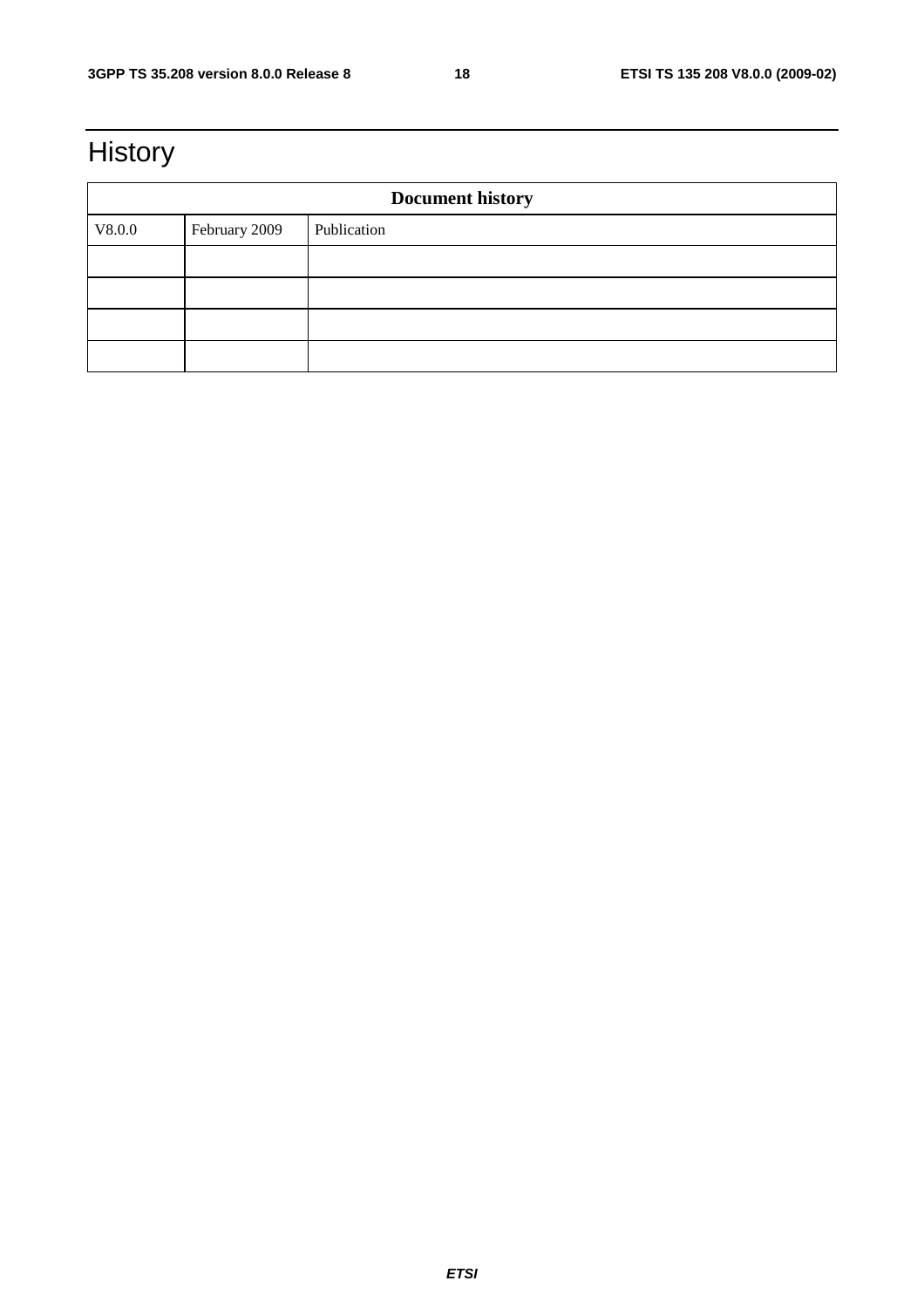# History

| Document history | | |
|---|---|---|
| V8.0.0 | February 2009 | Publication |
| | | |
| | | |
| | | |
| | | |